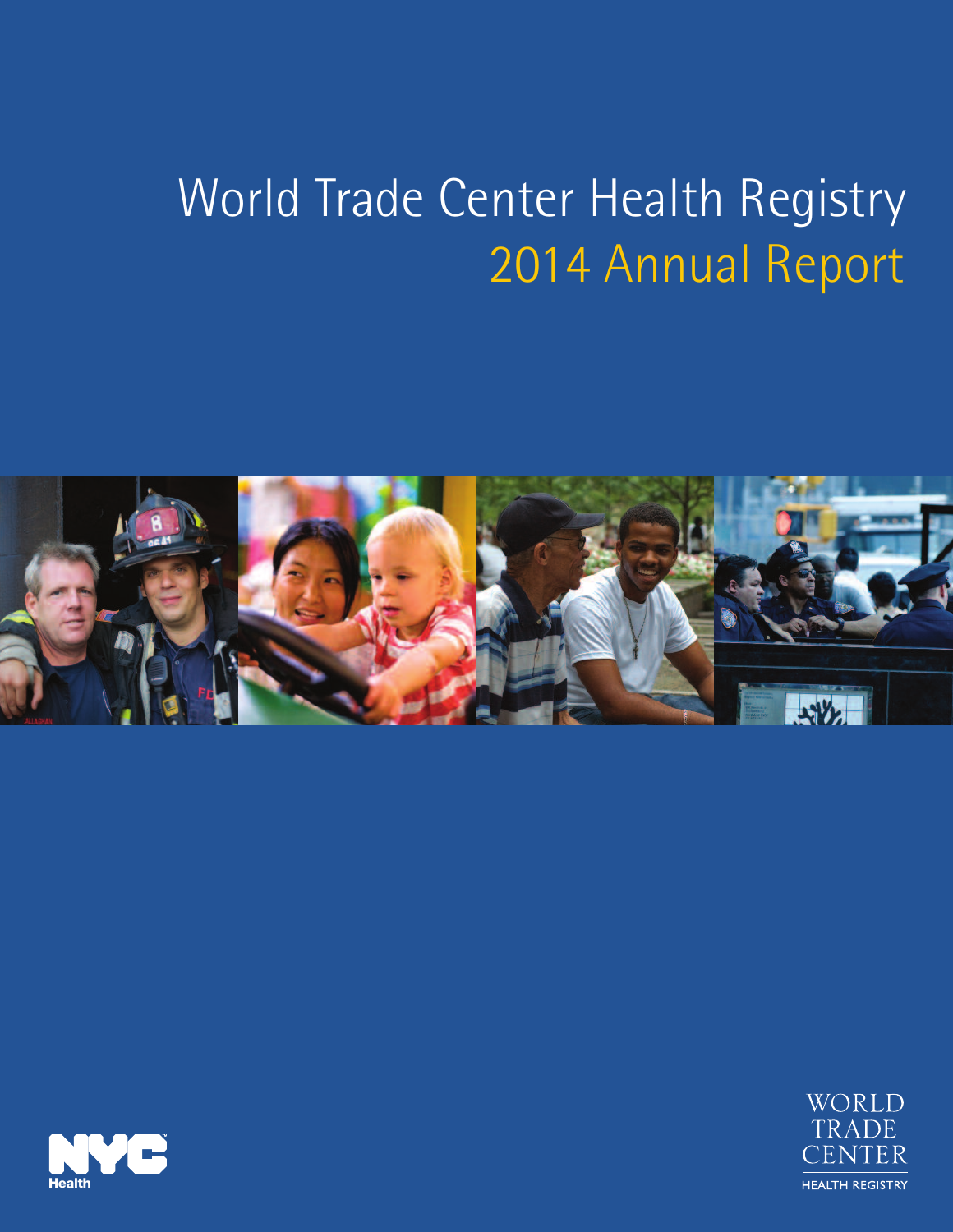# World Trade Center Health Registry
## 2014 Annual Report

NYC Health

WORLD TRADE CENTER HEALTH REGISTRY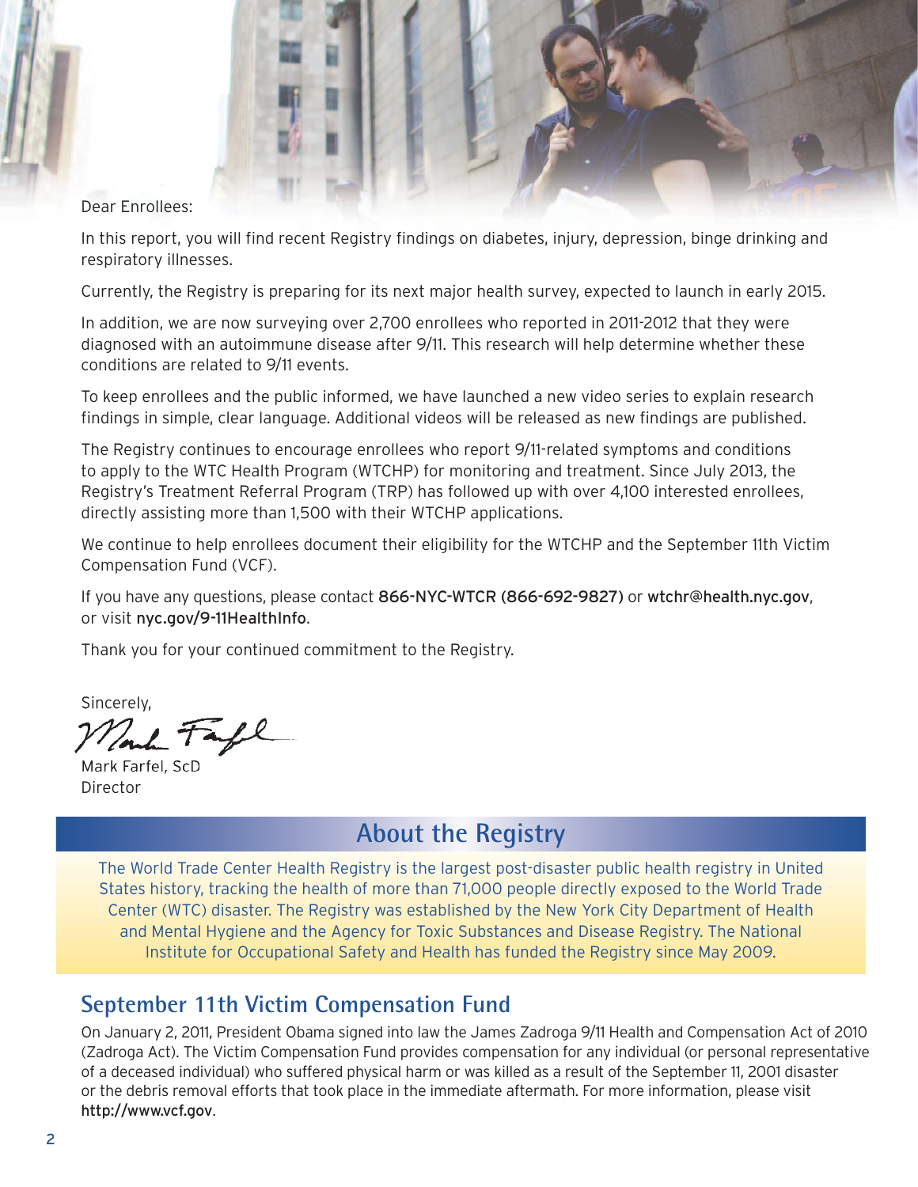Dear Enrollees:

In this report, you will find recent Registry findings on diabetes, injury, depression, binge drinking and respiratory illnesses.

Currently, the Registry is preparing for its next major health survey, expected to launch in early 2015.

In addition, we are now surveying over 2,700 enrollees who reported in 2011-2012 that they were diagnosed with an autoimmune disease after 9/11. This research will help determine whether these conditions are related to 9/11 events.

To keep enrollees and the public informed, we have launched a new video series to explain research findings in simple, clear language. Additional videos will be released as new findings are published.

The Registry continues to encourage enrollees who report 9/11-related symptoms and conditions to apply to the WTC Health Program (WTCHP) for monitoring and treatment. Since July 2013, the Registry's Treatment Referral Program (TRP) has followed up with over 4,100 interested enrollees, directly assisting more than 1,500 with their WTCHP applications.

We continue to help enrollees document their eligibility for the WTCHP and the September 11th Victim Compensation Fund (VCF).

If you have any questions, please contact **866-NYC-WTCR (866-692-9827)** or **wtchr@health.nyc.gov**, or visit **nyc.gov/9-11HealthInfo**.

Thank you for your continued commitment to the Registry.

Sincerely,

Mark Farfel, ScD
Director

## About the Registry

The World Trade Center Health Registry is the largest post-disaster public health registry in United States history, tracking the health of more than 71,000 people directly exposed to the World Trade Center (WTC) disaster. The Registry was established by the New York City Department of Health and Mental Hygiene and the Agency for Toxic Substances and Disease Registry. The National Institute for Occupational Safety and Health has funded the Registry since May 2009.

## September 11th Victim Compensation Fund

On January 2, 2011, President Obama signed into law the James Zadroga 9/11 Health and Compensation Act of 2010 (Zadroga Act). The Victim Compensation Fund provides compensation for any individual (or personal representative of a deceased individual) who suffered physical harm or was killed as a result of the September 11, 2001 disaster or the debris removal efforts that took place in the immediate aftermath. For more information, please visit **http://www.vcf.gov**.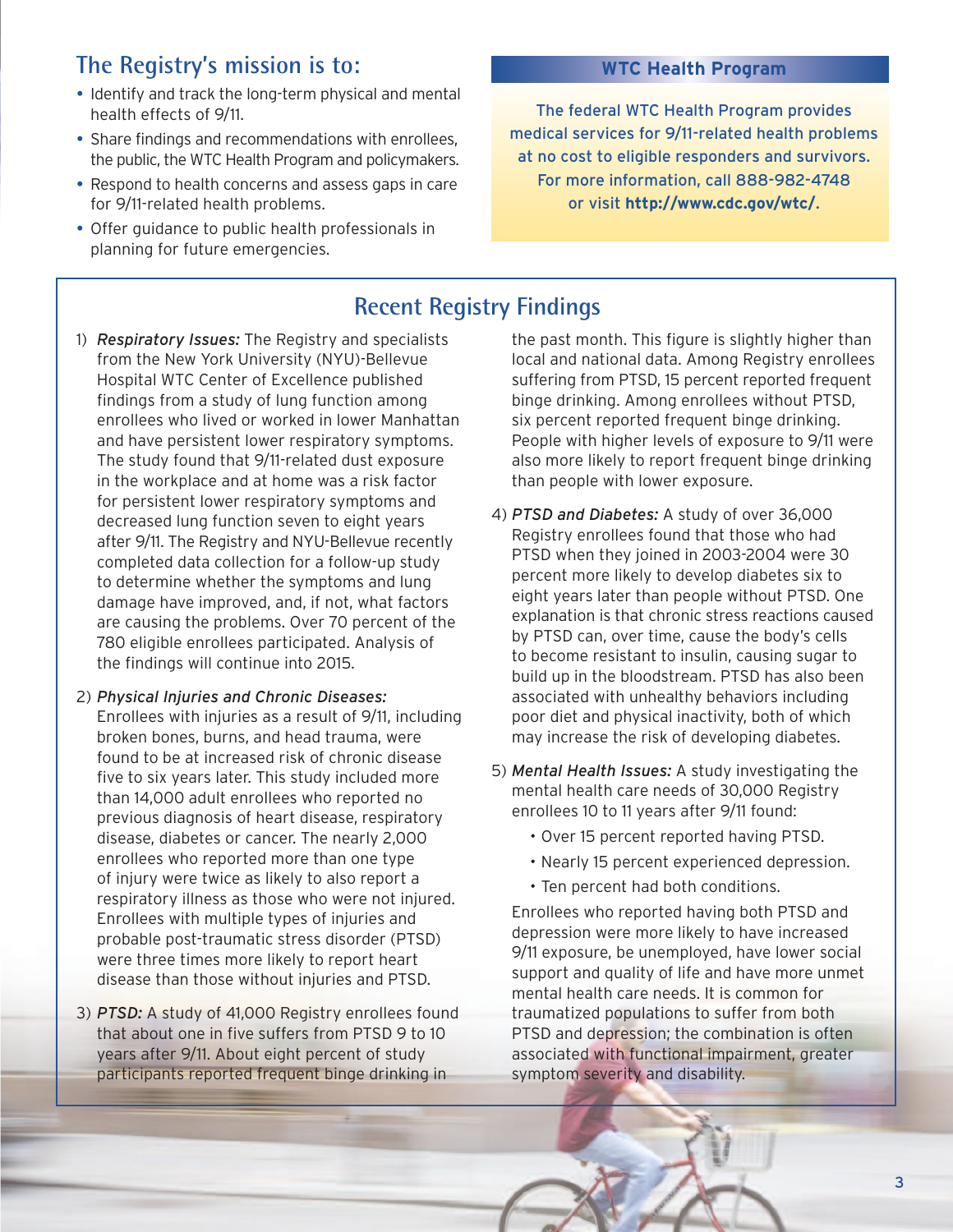## The Registry's mission is to:

- Identify and track the long-term physical and mental health effects of 9/11.
- Share findings and recommendations with enrollees, the public, the WTC Health Program and policymakers.
- Respond to health concerns and assess gaps in care for 9/11-related health problems.
- Offer guidance to public health professionals in planning for future emergencies.

### WTC Health Program

The federal WTC Health Program provides medical services for 9/11-related health problems at no cost to eligible responders and survivors. For more information, call 888-982-4748 or visit **http://www.cdc.gov/wtc/**.

## Recent Registry Findings

1) *Respiratory Issues:* The Registry and specialists from the New York University (NYU)-Bellevue Hospital WTC Center of Excellence published findings from a study of lung function among enrollees who lived or worked in lower Manhattan and have persistent lower respiratory symptoms. The study found that 9/11-related dust exposure in the workplace and at home was a risk factor for persistent lower respiratory symptoms and decreased lung function seven to eight years after 9/11. The Registry and NYU-Bellevue recently completed data collection for a follow-up study to determine whether the symptoms and lung damage have improved, and, if not, what factors are causing the problems. Over 70 percent of the 780 eligible enrollees participated. Analysis of the findings will continue into 2015.

2) *Physical Injuries and Chronic Diseases:* Enrollees with injuries as a result of 9/11, including broken bones, burns, and head trauma, were found to be at increased risk of chronic disease five to six years later. This study included more than 14,000 adult enrollees who reported no previous diagnosis of heart disease, respiratory disease, diabetes or cancer. The nearly 2,000 enrollees who reported more than one type of injury were twice as likely to also report a respiratory illness as those who were not injured. Enrollees with multiple types of injuries and probable post-traumatic stress disorder (PTSD) were three times more likely to report heart disease than those without injuries and PTSD.

3) *PTSD:* A study of 41,000 Registry enrollees found that about one in five suffers from PTSD 9 to 10 years after 9/11. About eight percent of study participants reported frequent binge drinking in the past month. This figure is slightly higher than local and national data. Among Registry enrollees suffering from PTSD, 15 percent reported frequent binge drinking. Among enrollees without PTSD, six percent reported frequent binge drinking. People with higher levels of exposure to 9/11 were also more likely to report frequent binge drinking than people with lower exposure.

4) *PTSD and Diabetes:* A study of over 36,000 Registry enrollees found that those who had PTSD when they joined in 2003-2004 were 30 percent more likely to develop diabetes six to eight years later than people without PTSD. One explanation is that chronic stress reactions caused by PTSD can, over time, cause the body's cells to become resistant to insulin, causing sugar to build up in the bloodstream. PTSD has also been associated with unhealthy behaviors including poor diet and physical inactivity, both of which may increase the risk of developing diabetes.

5) *Mental Health Issues:* A study investigating the mental health care needs of 30,000 Registry enrollees 10 to 11 years after 9/11 found:

   - Over 15 percent reported having PTSD.
   - Nearly 15 percent experienced depression.
   - Ten percent had both conditions.

   Enrollees who reported having both PTSD and depression were more likely to have increased 9/11 exposure, be unemployed, have lower social support and quality of life and have more unmet mental health care needs. It is common for traumatized populations to suffer from both PTSD and depression; the combination is often associated with functional impairment, greater symptom severity and disability.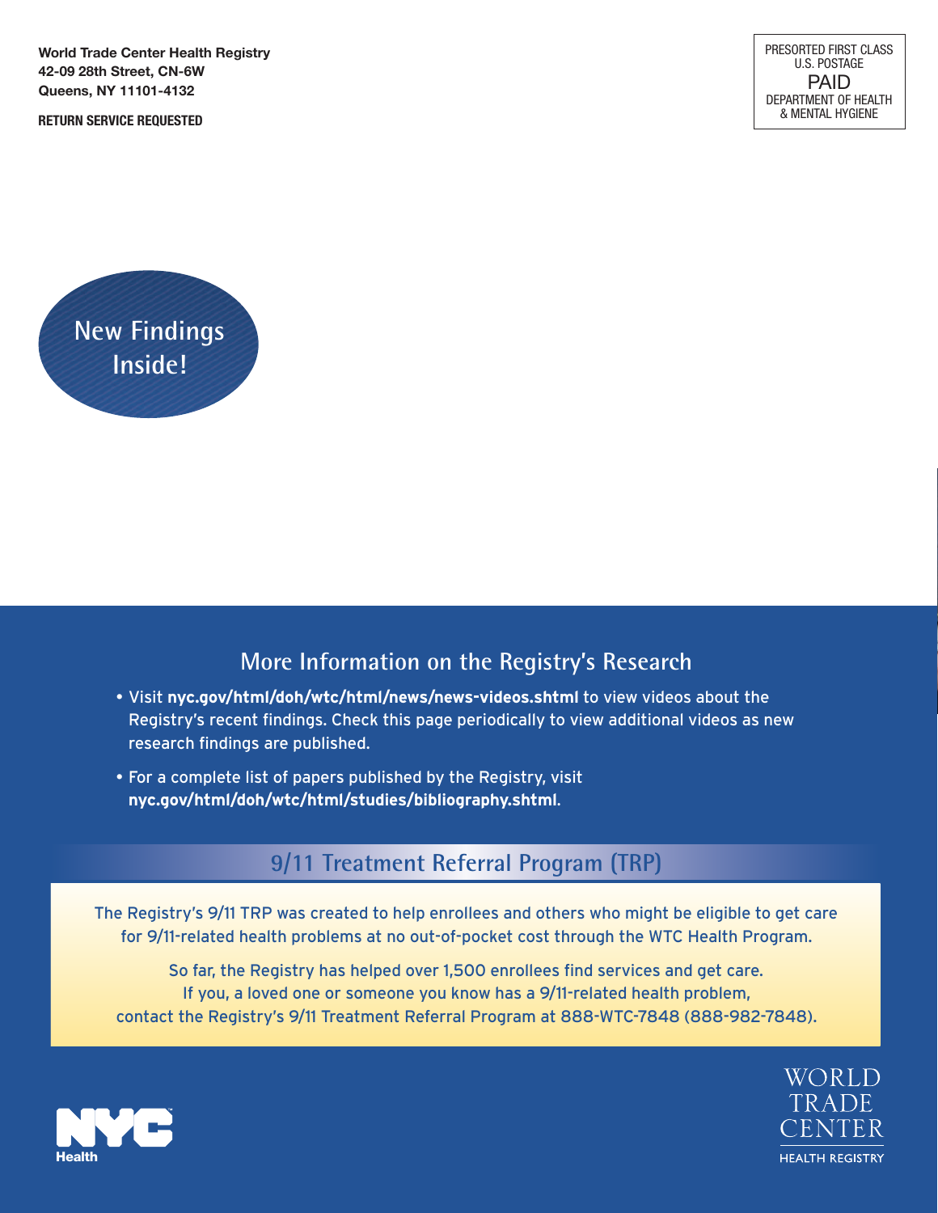**World Trade Center Health Registry**
**42-09 28th Street, CN-6W**
**Queens, NY 11101-4132**

**RETURN SERVICE REQUESTED**

PRESORTED FIRST CLASS
U.S. POSTAGE
PAID
DEPARTMENT OF HEALTH
& MENTAL HYGIENE

New Findings Inside!

## More Information on the Registry's Research

- Visit **nyc.gov/html/doh/wtc/html/news/news-videos.shtml** to view videos about the Registry's recent findings. Check this page periodically to view additional videos as new research findings are published.
- For a complete list of papers published by the Registry, visit **nyc.gov/html/doh/wtc/html/studies/bibliography.shtml**.

## 9/11 Treatment Referral Program (TRP)

The Registry's 9/11 TRP was created to help enrollees and others who might be eligible to get care for 9/11-related health problems at no out-of-pocket cost through the WTC Health Program.

So far, the Registry has helped over 1,500 enrollees find services and get care. If you, a loved one or someone you know has a 9/11-related health problem, contact the Registry's 9/11 Treatment Referral Program at 888-WTC-7848 (888-982-7848).

NYC Health

WORLD TRADE CENTER HEALTH REGISTRY